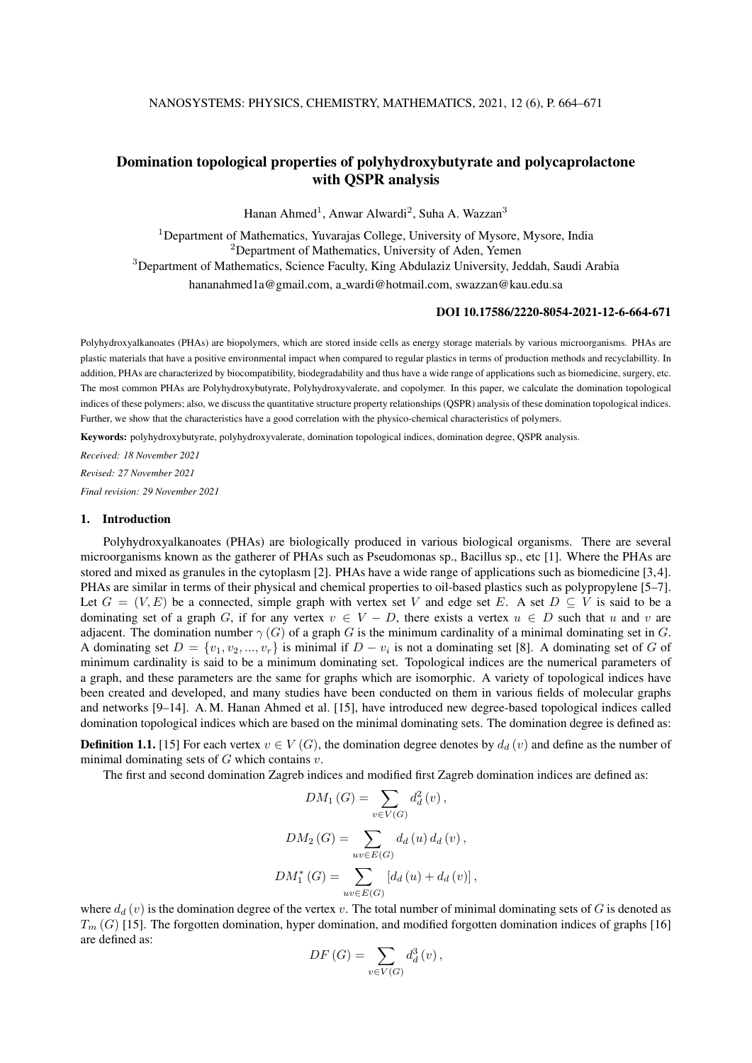# Domination topological properties of polyhydroxybutyrate and polycaprolactone with QSPR analysis

Hanan Ahmed[1], Anwar Alwardi[2], Suha A. Wazzan[3]

[1]Department of Mathematics, Yuvarajas College, University of Mysore, Mysore, India

[2]Department of Mathematics, University of Aden, Yemen

[3]Department of Mathematics, Science Faculty, King Abdulaziz University, Jeddah, Saudi Arabia

hananahmed1a@gmail.com, a_wardi@hotmail.com, swazzan@kau.edu.sa

**DOI 10.17586/2220-8054-2021-12-6-664-671**

Polyhydroxyalkanoates (PHAs) are biopolymers, which are stored inside cells as energy storage materials by various microorganisms. PHAs are plastic materials that have a positive environmental impact when compared to regular plastics in terms of production methods and recyclabillity. In addition, PHAs are characterized by biocompatibility, biodegradability and thus have a wide range of applications such as biomedicine, surgery, etc. The most common PHAs are Polyhydroxybutyrate, Polyhydroxyvalerate, and copolymer. In this paper, we calculate the domination topological indices of these polymers; also, we discuss the quantitative structure property relationships (QSPR) analysis of these domination topological indices. Further, we show that the characteristics have a good correlation with the physico-chemical characteristics of polymers.

**Keywords:** polyhydroxybutyrate, polyhydroxyvalerate, domination topological indices, domination degree, QSPR analysis.

*Received: 18 November 2021*

*Revised: 27 November 2021*

*Final revision: 29 November 2021*

## 1. Introduction

Polyhydroxyalkanoates (PHAs) are biologically produced in various biological organisms. There are several microorganisms known as the gatherer of PHAs such as Pseudomonas sp., Bacillus sp., etc [1]. Where the PHAs are stored and mixed as granules in the cytoplasm [2]. PHAs have a wide range of applications such as biomedicine [3,4]. PHAs are similar in terms of their physical and chemical properties to oil-based plastics such as polypropylene [5–7]. Let $G = (V, E)$ be a connected, simple graph with vertex set $V$ and edge set $E$. A set $D \subseteq V$ is said to be a dominating set of a graph $G$, if for any vertex $v \in V - D$, there exists a vertex $u \in D$ such that $u$ and $v$ are adjacent. The domination number $\gamma(G)$ of a graph $G$ is the minimum cardinality of a minimal dominating set in $G$. A dominating set $D = \{v_1, v_2, ..., v_r\}$ is minimal if $D - v_i$ is not a dominating set [8]. A dominating set of $G$ of minimum cardinality is said to be a minimum dominating set. Topological indices are the numerical parameters of a graph, and these parameters are the same for graphs which are isomorphic. A variety of topological indices have been created and developed, and many studies have been conducted on them in various fields of molecular graphs and networks [9–14]. A. M. Hanan Ahmed et al. [15], have introduced new degree-based topological indices called domination topological indices which are based on the minimal dominating sets. The domination degree is defined as:

**Definition 1.1.** [15] For each vertex $v \in V(G)$, the domination degree denotes by $d_d(v)$ and define as the number of minimal dominating sets of $G$ which contains $v$.

The first and second domination Zagreb indices and modified first Zagreb domination indices are defined as:

$$DM_1(G) = \sum_{v \in V(G)} d_d^2(v),$$

$$DM_2(G) = \sum_{uv \in E(G)} d_d(u)\, d_d(v),$$

$$DM_1^*(G) = \sum_{uv \in E(G)} [d_d(u) + d_d(v)],$$

where $d_d(v)$ is the domination degree of the vertex $v$. The total number of minimal dominating sets of $G$ is denoted as $T_m(G)$ [15]. The forgotten domination, hyper domination, and modified forgotten domination indices of graphs [16] are defined as:

$$DF(G) = \sum_{v \in V(G)} d_d^3(v),$$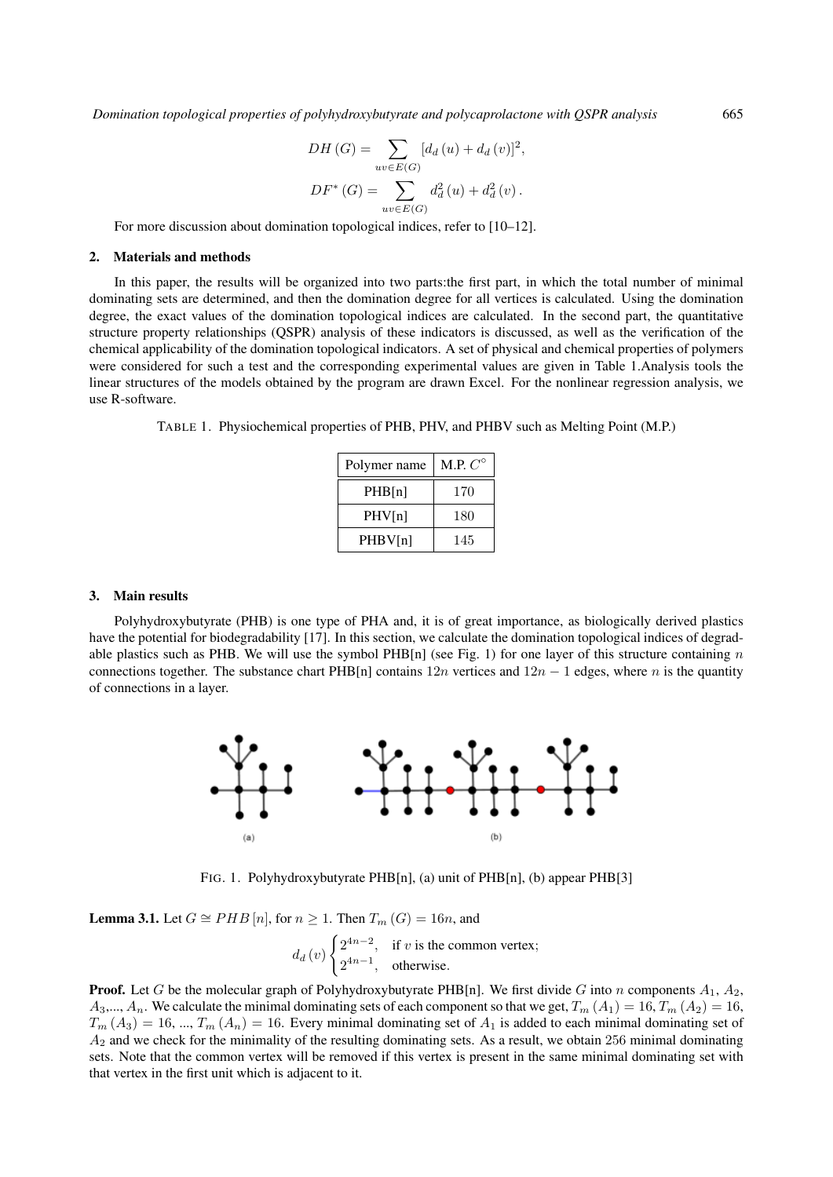$$DH(G) = \sum_{uv \in E(G)} [d_d(u) + d_d(v)]^2,$$

$$DF^*(G) = \sum_{uv \in E(G)} d_d^2(u) + d_d^2(v).$$

For more discussion about domination topological indices, refer to [10–12].

## 2. Materials and methods

In this paper, the results will be organized into two parts:the first part, in which the total number of minimal dominating sets are determined, and then the domination degree for all vertices is calculated. Using the domination degree, the exact values of the domination topological indices are calculated. In the second part, the quantitative structure property relationships (QSPR) analysis of these indicators is discussed, as well as the verification of the chemical applicability of the domination topological indicators. A set of physical and chemical properties of polymers were considered for such a test and the corresponding experimental values are given in Table 1.Analysis tools the linear structures of the models obtained by the program are drawn Excel. For the nonlinear regression analysis, we use R-software.

TABLE 1. Physiochemical properties of PHB, PHV, and PHBV such as Melting Point (M.P.)

| Polymer name | M.P. $C^\circ$ |
|---|---|
| PHB[n] | 170 |
| PHV[n] | 180 |
| PHBV[n] | 145 |

## 3. Main results

Polyhydroxybutyrate (PHB) is one type of PHA and, it is of great importance, as biologically derived plastics have the potential for biodegradability [17]. In this section, we calculate the domination topological indices of degradable plastics such as PHB. We will use the symbol PHB[n] (see Fig. 1) for one layer of this structure containing $n$ connections together. The substance chart PHB[n] contains $12n$ vertices and $12n-1$ edges, where $n$ is the quantity of connections in a layer.

FIG. 1. Polyhydroxybutyrate PHB[n], (a) unit of PHB[n], (b) appear PHB[3]

**Lemma 3.1.** Let $G \cong PHB[n]$, for $n \geq 1$. Then $T_m(G) = 16n$, and

$$d_d(v) \begin{cases} 2^{4n-2}, & \text{if } v \text{ is the common vertex;} \\ 2^{4n-1}, & \text{otherwise.} \end{cases}$$

**Proof.** Let $G$ be the molecular graph of Polyhydroxybutyrate PHB[n]. We first divide $G$ into $n$ components $A_1$, $A_2$, $A_3$,..., $A_n$. We calculate the minimal dominating sets of each component so that we get, $T_m(A_1) = 16$, $T_m(A_2) = 16$, $T_m(A_3) = 16$, ..., $T_m(A_n) = 16$. Every minimal dominating set of $A_1$ is added to each minimal dominating set of $A_2$ and we check for the minimality of the resulting dominating sets. As a result, we obtain 256 minimal dominating sets. Note that the common vertex will be removed if this vertex is present in the same minimal dominating set with that vertex in the first unit which is adjacent to it.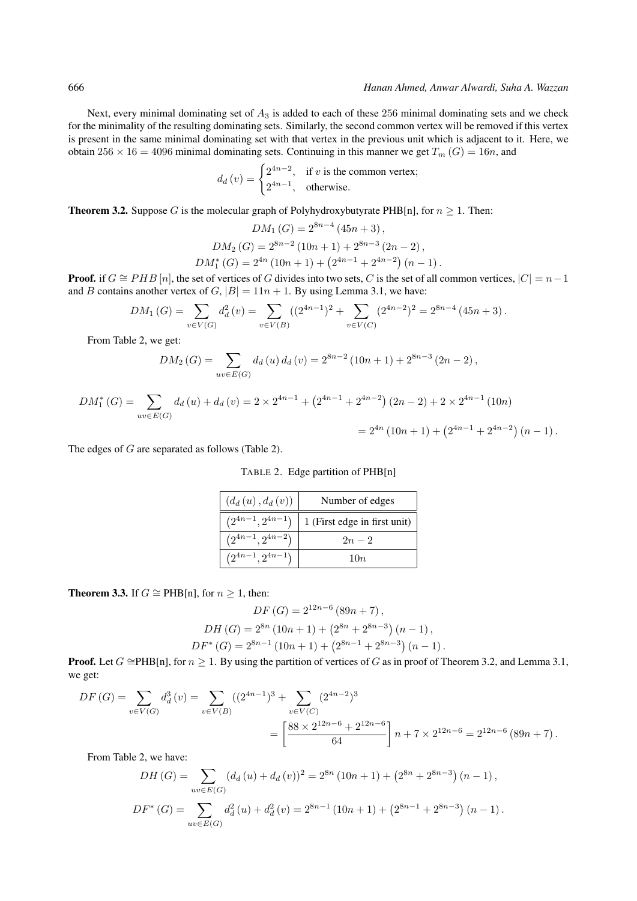Next, every minimal dominating set of $A_3$ is added to each of these 256 minimal dominating sets and we check for the minimality of the resulting dominating sets. Similarly, the second common vertex will be removed if this vertex is present in the same minimal dominating set with that vertex in the previous unit which is adjacent to it. Here, we obtain $256 \times 16 = 4096$ minimal dominating sets. Continuing in this manner we get $T_m(G) = 16n$, and

$$d_d(v) = \begin{cases} 2^{4n-2}, & \text{if } v \text{ is the common vertex;} \\ 2^{4n-1}, & \text{otherwise.} \end{cases}$$

**Theorem 3.2.** Suppose $G$ is the molecular graph of Polyhydroxybutyrate PHB[n], for $n \geq 1$. Then:

$$DM_1(G) = 2^{8n-4}(45n+3),$$

$$DM_2(G) = 2^{8n-2}(10n+1) + 2^{8n-3}(2n-2),$$

$$DM_1^*(G) = 2^{4n}(10n+1) + \left(2^{4n-1} + 2^{4n-2}\right)(n-1).$$

**Proof.** if $G \cong PHB[n]$, the set of vertices of $G$ divides into two sets, $C$ is the set of all common vertices, $|C| = n-1$ and $B$ contains another vertex of $G$, $|B| = 11n+1$. By using Lemma 3.1, we have:

$$DM_1(G) = \sum_{v \in V(G)} d_d^2(v) = \sum_{v \in V(B)} ((2^{4n-1})^2 + \sum_{v \in V(C)} (2^{4n-2})^2 = 2^{8n-4}(45n+3).$$

From Table 2, we get:

$$DM_2(G) = \sum_{uv \in E(G)} d_d(u)\, d_d(v) = 2^{8n-2}(10n+1) + 2^{8n-3}(2n-2),$$

$$DM_1^*(G) = \sum_{uv \in E(G)} d_d(u) + d_d(v) = 2 \times 2^{4n-1} + \left(2^{4n-1} + 2^{4n-2}\right)(2n-2) + 2 \times 2^{4n-1}(10n)$$

$$= 2^{4n}(10n+1) + \left(2^{4n-1} + 2^{4n-2}\right)(n-1).$$

The edges of $G$ are separated as follows (Table 2).

TABLE 2. Edge partition of PHB[n]

| $(d_d(u), d_d(v))$ | Number of edges |
|---|---|
| $\left(2^{4n-1}, 2^{4n-1}\right)$ | 1 (First edge in first unit) |
| $\left(2^{4n-1}, 2^{4n-2}\right)$ | $2n-2$ |
| $\left(2^{4n-1}, 2^{4n-1}\right)$ | $10n$ |

**Theorem 3.3.** If $G \cong$ PHB[n], for $n \geq 1$, then:

$$DF(G) = 2^{12n-6}(89n+7),$$

$$DH(G) = 2^{8n}(10n+1) + \left(2^{8n} + 2^{8n-3}\right)(n-1),$$

$$DF^*(G) = 2^{8n-1}(10n+1) + \left(2^{8n-1} + 2^{8n-3}\right)(n-1).$$

**Proof.** Let $G \cong$PHB[n], for $n \geq 1$. By using the partition of vertices of $G$ as in proof of Theorem 3.2, and Lemma 3.1, we get:

$$DF(G) = \sum_{v \in V(G)} d_d^3(v) = \sum_{v \in V(B)} ((2^{4n-1})^3 + \sum_{v \in V(C)} (2^{4n-2})^3$$

$$= \left[\frac{88 \times 2^{12n-6} + 2^{12n-6}}{64}\right] n + 7 \times 2^{12n-6} = 2^{12n-6}(89n+7).$$

From Table 2, we have:

$$DH(G) = \sum_{uv \in E(G)} (d_d(u) + d_d(v))^2 = 2^{8n}(10n+1) + \left(2^{8n} + 2^{8n-3}\right)(n-1),$$

$$DF^*(G) = \sum_{uv \in E(G)} d_d^2(u) + d_d^2(v) = 2^{8n-1}(10n+1) + \left(2^{8n-1} + 2^{8n-3}\right)(n-1).$$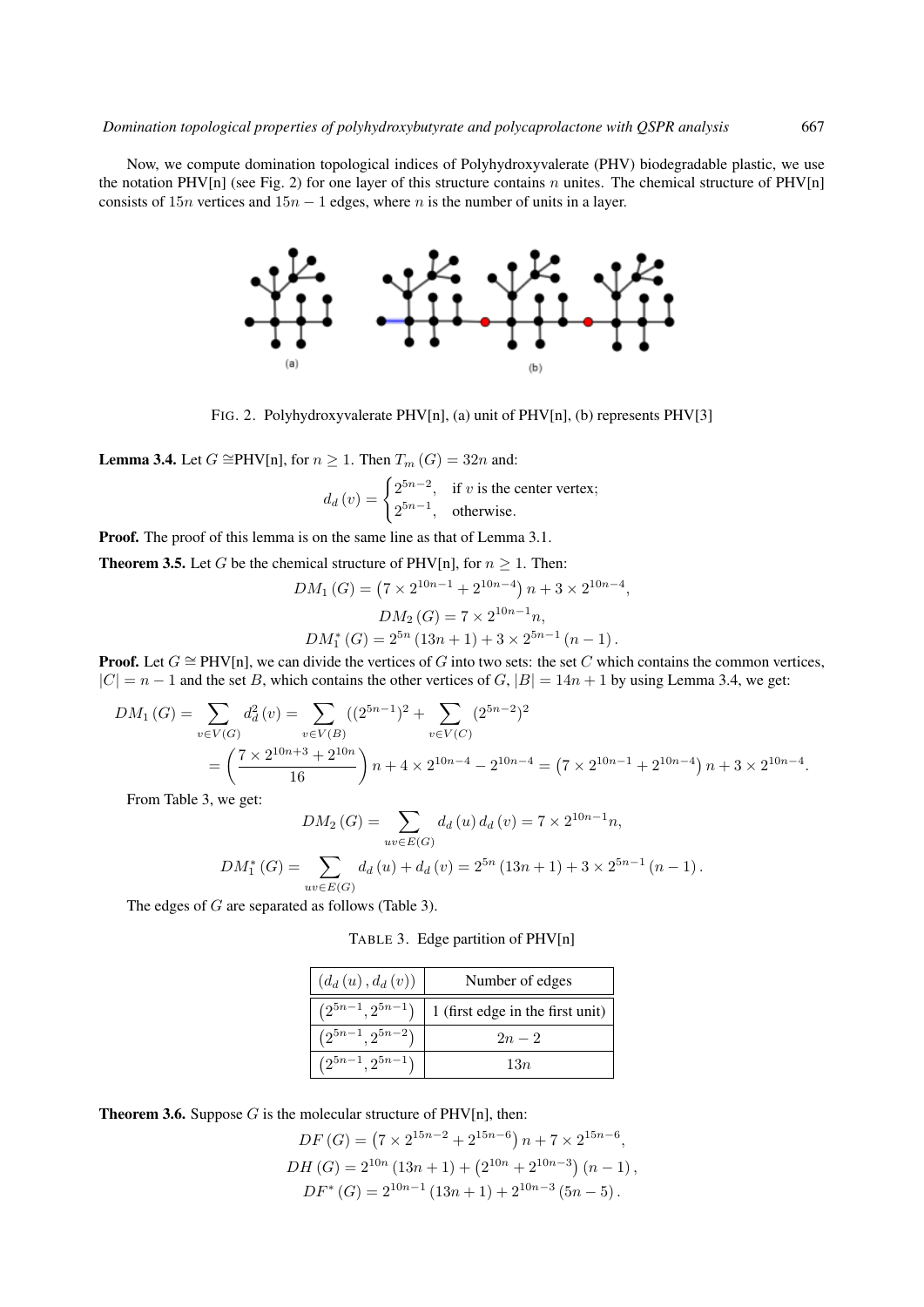Now, we compute domination topological indices of Polyhydroxyvalerate (PHV) biodegradable plastic, we use the notation PHV[n] (see Fig. 2) for one layer of this structure contains $n$ unites. The chemical structure of PHV[n] consists of $15n$ vertices and $15n-1$ edges, where $n$ is the number of units in a layer.

FIG. 2. Polyhydroxyvalerate PHV[n], (a) unit of PHV[n], (b) represents PHV[3]

**Lemma 3.4.** Let $G \cong$PHV[n], for $n \geq 1$. Then $T_m(G) = 32n$ and:

$$d_d(v) = \begin{cases} 2^{5n-2}, & \text{if } v \text{ is the center vertex;} \\ 2^{5n-1}, & \text{otherwise.} \end{cases}$$

**Proof.** The proof of this lemma is on the same line as that of Lemma 3.1.

**Theorem 3.5.** Let $G$ be the chemical structure of PHV[n], for $n \geq 1$. Then:

$$DM_1(G) = \left(7 \times 2^{10n-1} + 2^{10n-4}\right)n + 3 \times 2^{10n-4},$$

$$DM_2(G) = 7 \times 2^{10n-1}n,$$

$$DM_1^*(G) = 2^{5n}(13n+1) + 3 \times 2^{5n-1}(n-1).$$

**Proof.** Let $G \cong$ PHV[n], we can divide the vertices of $G$ into two sets: the set $C$ which contains the common vertices, $|C| = n-1$ and the set $B$, which contains the other vertices of $G$, $|B| = 14n+1$ by using Lemma 3.4, we get:

$$\begin{aligned} DM_1(G) &= \sum_{v \in V(G)} d_d^2(v) = \sum_{v \in V(B)} ((2^{5n-1})^2 + \sum_{v \in V(C)} (2^{5n-2})^2 \\ &= \left(\frac{7 \times 2^{10n+3} + 2^{10n}}{16}\right)n + 4 \times 2^{10n-4} - 2^{10n-4} = \left(7 \times 2^{10n-1} + 2^{10n-4}\right)n + 3 \times 2^{10n-4}. \end{aligned}$$

From Table 3, we get:

$$DM_2(G) = \sum_{uv \in E(G)} d_d(u)\, d_d(v) = 7 \times 2^{10n-1}n,$$

$$DM_1^*(G) = \sum_{uv \in E(G)} d_d(u) + d_d(v) = 2^{5n}(13n+1) + 3 \times 2^{5n-1}(n-1).$$

The edges of $G$ are separated as follows (Table 3).

TABLE 3. Edge partition of PHV[n]

| $(d_d(u), d_d(v))$ | Number of edges |
|---|---|
| $(2^{5n-1}, 2^{5n-1})$ | 1 (first edge in the first unit) |
| $(2^{5n-1}, 2^{5n-2})$ | $2n-2$ |
| $(2^{5n-1}, 2^{5n-1})$ | $13n$ |

**Theorem 3.6.** Suppose $G$ is the molecular structure of PHV[n], then:

$$DF(G) = \left(7 \times 2^{15n-2} + 2^{15n-6}\right)n + 7 \times 2^{15n-6},$$

$$DH(G) = 2^{10n}(13n+1) + \left(2^{10n} + 2^{10n-3}\right)(n-1),$$

$$DF^*(G) = 2^{10n-1}(13n+1) + 2^{10n-3}(5n-5).$$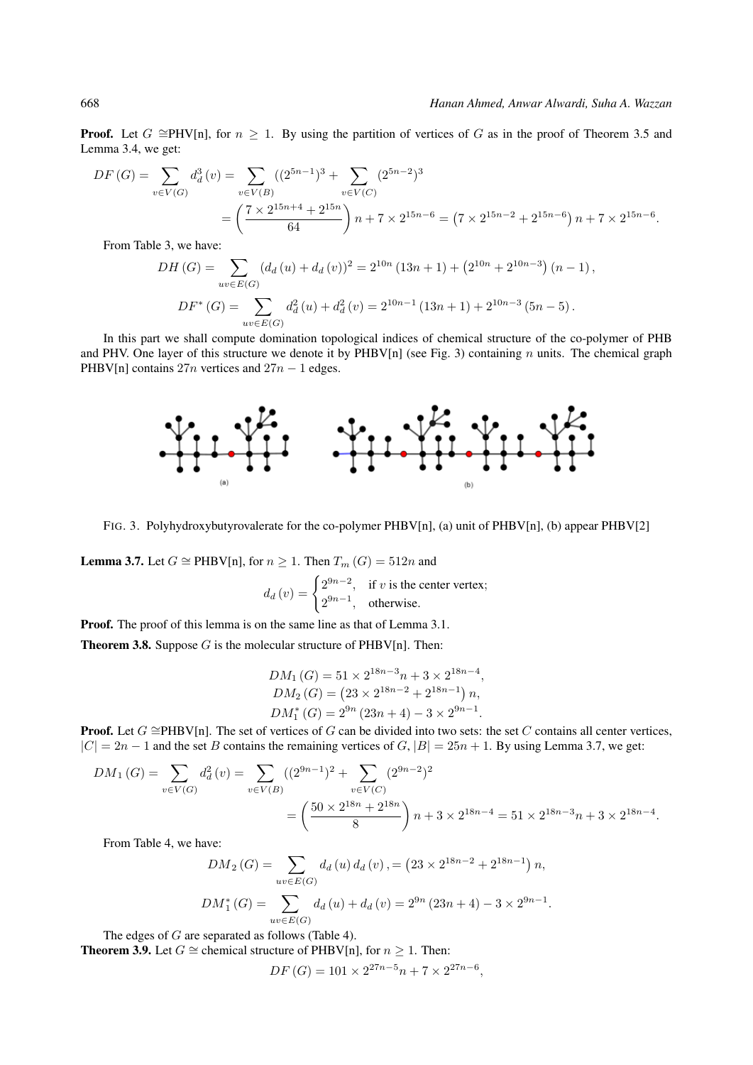**Proof.** Let $G \cong$PHV[n], for $n \geq 1$. By using the partition of vertices of $G$ as in the proof of Theorem 3.5 and Lemma 3.4, we get:

$$DF(G) = \sum_{v \in V(G)} d_d^3(v) = \sum_{v \in V(B)} ((2^{5n-1})^3 + \sum_{v \in V(C)} (2^{5n-2})^3$$
$$= \left(\frac{7 \times 2^{15n+4} + 2^{15n}}{64}\right) n + 7 \times 2^{15n-6} = \left(7 \times 2^{15n-2} + 2^{15n-6}\right) n + 7 \times 2^{15n-6}.$$

From Table 3, we have:

$$DH(G) = \sum_{uv \in E(G)} (d_d(u) + d_d(v))^2 = 2^{10n}(13n+1) + \left(2^{10n} + 2^{10n-3}\right)(n-1),$$

$$DF^*(G) = \sum_{uv \in E(G)} d_d^2(u) + d_d^2(v) = 2^{10n-1}(13n+1) + 2^{10n-3}(5n-5).$$

In this part we shall compute domination topological indices of chemical structure of the co-polymer of PHB and PHV. One layer of this structure we denote it by PHBV[n] (see Fig. 3) containing $n$ units. The chemical graph PHBV[n] contains $27n$ vertices and $27n-1$ edges.

FIG. 3. Polyhydroxybutyrovalerate for the co-polymer PHBV[n], (a) unit of PHBV[n], (b) appear PHBV[2]

**Lemma 3.7.** Let $G \cong$ PHBV[n], for $n \geq 1$. Then $T_m(G) = 512n$ and

$$d_d(v) = \begin{cases} 2^{9n-2}, & \text{if } v \text{ is the center vertex;} \\ 2^{9n-1}, & \text{otherwise.} \end{cases}$$

**Proof.** The proof of this lemma is on the same line as that of Lemma 3.1.

**Theorem 3.8.** Suppose $G$ is the molecular structure of PHBV[n]. Then:

$$DM_1(G) = 51 \times 2^{18n-3}n + 3 \times 2^{18n-4},$$
$$DM_2(G) = \left(23 \times 2^{18n-2} + 2^{18n-1}\right) n,$$
$$DM_1^*(G) = 2^{9n}(23n+4) - 3 \times 2^{9n-1}.$$

**Proof.** Let $G \cong$PHBV[n]. The set of vertices of $G$ can be divided into two sets: the set $C$ contains all center vertices, $|C| = 2n-1$ and the set $B$ contains the remaining vertices of $G$, $|B| = 25n+1$. By using Lemma 3.7, we get:

$$DM_1(G) = \sum_{v \in V(G)} d_d^2(v) = \sum_{v \in V(B)} ((2^{9n-1})^2 + \sum_{v \in V(C)} (2^{9n-2})^2$$
$$= \left(\frac{50 \times 2^{18n} + 2^{18n}}{8}\right) n + 3 \times 2^{18n-4} = 51 \times 2^{18n-3}n + 3 \times 2^{18n-4}.$$

From Table 4, we have:

$$DM_2(G) = \sum_{uv \in E(G)} d_d(u) d_d(v), = \left(23 \times 2^{18n-2} + 2^{18n-1}\right) n,$$

$$DM_1^*(G) = \sum_{uv \in E(G)} d_d(u) + d_d(v) = 2^{9n}(23n+4) - 3 \times 2^{9n-1}.$$

The edges of $G$ are separated as follows (Table 4).

**Theorem 3.9.** Let $G \cong$ chemical structure of PHBV[n], for $n \geq 1$. Then:

$$DF(G) = 101 \times 2^{27n-5}n + 7 \times 2^{27n-6},$$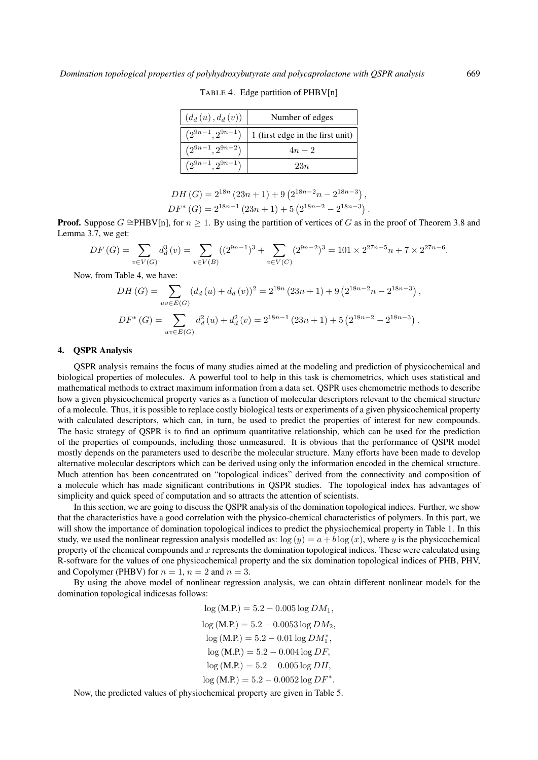TABLE 4. Edge partition of PHBV[n]

| $(d_d(u), d_d(v))$ | Number of edges |
|---|---|
| $(2^{9n-1}, 2^{9n-1})$ | 1 (first edge in the first unit) |
| $(2^{9n-1}, 2^{9n-2})$ | $4n-2$ |
| $(2^{9n-1}, 2^{9n-1})$ | $23n$ |

$$DH(G) = 2^{18n}(23n+1) + 9\left(2^{18n-2}n - 2^{18n-3}\right),$$
$$DF^*(G) = 2^{18n-1}(23n+1) + 5\left(2^{18n-2} - 2^{18n-3}\right).$$

**Proof.** Suppose $G \cong$PHBV[n], for $n \geq 1$. By using the partition of vertices of $G$ as in the proof of Theorem 3.8 and Lemma 3.7, we get:

$$DF(G) = \sum_{v \in V(G)} d_d^3(v) = \sum_{v \in V(B)} ((2^{9n-1})^3 + \sum_{v \in V(C)} (2^{9n-2})^3 = 101 \times 2^{27n-5}n + 7 \times 2^{27n-6}.$$

Now, from Table 4, we have:

$$DH(G) = \sum_{uv \in E(G)} (d_d(u) + d_d(v))^2 = 2^{18n}(23n+1) + 9\left(2^{18n-2}n - 2^{18n-3}\right),$$

$$DF^*(G) = \sum_{uv \in E(G)} d_d^2(u) + d_d^2(v) = 2^{18n-1}(23n+1) + 5\left(2^{18n-2} - 2^{18n-3}\right).$$

## 4. QSPR Analysis

QSPR analysis remains the focus of many studies aimed at the modeling and prediction of physicochemical and biological properties of molecules. A powerful tool to help in this task is chemometrics, which uses statistical and mathematical methods to extract maximum information from a data set. QSPR uses chemometric methods to describe how a given physicochemical property varies as a function of molecular descriptors relevant to the chemical structure of a molecule. Thus, it is possible to replace costly biological tests or experiments of a given physicochemical property with calculated descriptors, which can, in turn, be used to predict the properties of interest for new compounds. The basic strategy of QSPR is to find an optimum quantitative relationship, which can be used for the prediction of the properties of compounds, including those unmeasured. It is obvious that the performance of QSPR model mostly depends on the parameters used to describe the molecular structure. Many efforts have been made to develop alternative molecular descriptors which can be derived using only the information encoded in the chemical structure. Much attention has been concentrated on "topological indices" derived from the connectivity and composition of a molecule which has made significant contributions in QSPR studies. The topological index has advantages of simplicity and quick speed of computation and so attracts the attention of scientists.

In this section, we are going to discuss the QSPR analysis of the domination topological indices. Further, we show that the characteristics have a good correlation with the physico-chemical characteristics of polymers. In this part, we will show the importance of domination topological indices to predict the physiochemical property in Table 1. In this study, we used the nonlinear regression analysis modelled as: $\log(y) = a + b\log(x)$, where $y$ is the physicochemical property of the chemical compounds and $x$ represents the domination topological indices. These were calculated using R-software for the values of one physicochemical property and the six domination topological indices of PHB, PHV, and Copolymer (PHBV) for $n = 1$, $n = 2$ and $n = 3$.

By using the above model of nonlinear regression analysis, we can obtain different nonlinear models for the domination topological indicesas follows:

$$\log(\text{M.P.}) = 5.2 - 0.005\log DM_1,$$
$$\log(\text{M.P.}) = 5.2 - 0.0053\log DM_2,$$
$$\log(\text{M.P.}) = 5.2 - 0.01\log DM_1^*,$$
$$\log(\text{M.P.}) = 5.2 - 0.004\log DF,$$
$$\log(\text{M.P.}) = 5.2 - 0.005\log DH,$$
$$\log(\text{M.P.}) = 5.2 - 0.0052\log DF^*.$$

Now, the predicted values of physiochemical property are given in Table 5.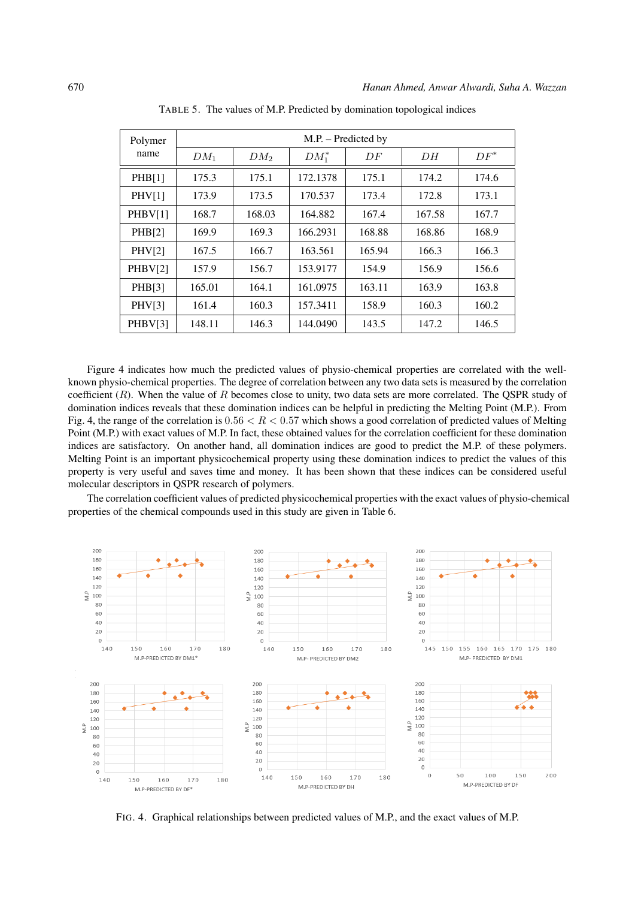TABLE 5. The values of M.P. Predicted by domination topological indices

| Polymer name | M.P. – Predicted by | | | | | |
|---|---|---|---|---|---|---|
| | $DM_1$ | $DM_2$ | $DM_1^*$ | $DF$ | $DH$ | $DF^*$ |
| PHB[1] | 175.3 | 175.1 | 172.1378 | 175.1 | 174.2 | 174.6 |
| PHV[1] | 173.9 | 173.5 | 170.537 | 173.4 | 172.8 | 173.1 |
| PHBV[1] | 168.7 | 168.03 | 164.882 | 167.4 | 167.58 | 167.7 |
| PHB[2] | 169.9 | 169.3 | 166.2931 | 168.88 | 168.86 | 168.9 |
| PHV[2] | 167.5 | 166.7 | 163.561 | 165.94 | 166.3 | 166.3 |
| PHBV[2] | 157.9 | 156.7 | 153.9177 | 154.9 | 156.9 | 156.6 |
| PHB[3] | 165.01 | 164.1 | 161.0975 | 163.11 | 163.9 | 163.8 |
| PHV[3] | 161.4 | 160.3 | 157.3411 | 158.9 | 160.3 | 160.2 |
| PHBV[3] | 148.11 | 146.3 | 144.0490 | 143.5 | 147.2 | 146.5 |

Figure 4 indicates how much the predicted values of physio-chemical properties are correlated with the well-known physio-chemical properties. The degree of correlation between any two data sets is measured by the correlation coefficient ($R$). When the value of $R$ becomes close to unity, two data sets are more correlated. The QSPR study of domination indices reveals that these domination indices can be helpful in predicting the Melting Point (M.P.). From Fig. 4, the range of the correlation is $0.56 < R < 0.57$ which shows a good correlation of predicted values of Melting Point (M.P.) with exact values of M.P. In fact, these obtained values for the correlation coefficient for these domination indices are satisfactory. On another hand, all domination indices are good to predict the M.P. of these polymers. Melting Point is an important physicochemical property using these domination indices to predict the values of this property is very useful and saves time and money. It has been shown that these indices can be considered useful molecular descriptors in QSPR research of polymers.

The correlation coefficient values of predicted physicochemical properties with the exact values of physio-chemical properties of the chemical compounds used in this study are given in Table 6.

FIG. 4. Graphical relationships between predicted values of M.P., and the exact values of M.P.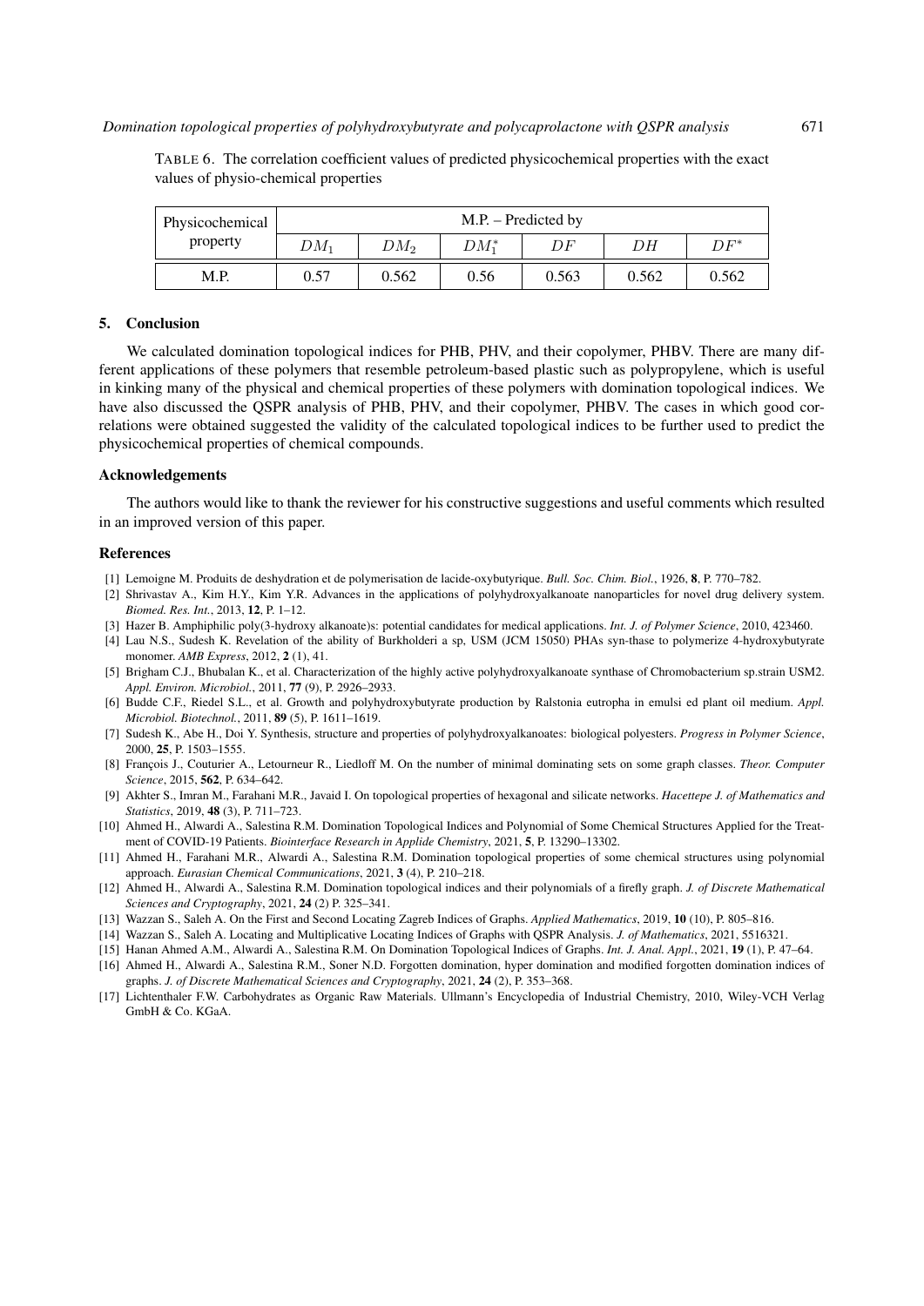TABLE 6. The correlation coefficient values of predicted physicochemical properties with the exact values of physio-chemical properties

| Physicochemical property | M.P. – Predicted by | | | | | |
|---|---|---|---|---|---|---|
| | $DM_1$ | $DM_2$ | $DM_1^*$ | $DF$ | $DH$ | $DF^*$ |
| M.P. | 0.57 | 0.562 | 0.56 | 0.563 | 0.562 | 0.562 |

## 5. Conclusion

We calculated domination topological indices for PHB, PHV, and their copolymer, PHBV. There are many different applications of these polymers that resemble petroleum-based plastic such as polypropylene, which is useful in kinking many of the physical and chemical properties of these polymers with domination topological indices. We have also discussed the QSPR analysis of PHB, PHV, and their copolymer, PHBV. The cases in which good correlations were obtained suggested the validity of the calculated topological indices to be further used to predict the physicochemical properties of chemical compounds.

### Acknowledgements

The authors would like to thank the reviewer for his constructive suggestions and useful comments which resulted in an improved version of this paper.

### References

[1] Lemoigne M. Produits de deshydration et de polymerisation de lacide-oxybutyrique. *Bull. Soc. Chim. Biol.*, 1926, **8**, P. 770–782.

[2] Shrivastav A., Kim H.Y., Kim Y.R. Advances in the applications of polyhydroxyalkanoate nanoparticles for novel drug delivery system. *Biomed. Res. Int.*, 2013, **12**, P. 1–12.

[3] Hazer B. Amphiphilic poly(3-hydroxy alkanoate)s: potential candidates for medical applications. *Int. J. of Polymer Science*, 2010, 423460.

[4] Lau N.S., Sudesh K. Revelation of the ability of Burkholderi a sp, USM (JCM 15050) PHAs syn-thase to polymerize 4-hydroxybutyrate monomer. *AMB Express*, 2012, **2** (1), 41.

[5] Brigham C.J., Bhubalan K., et al. Characterization of the highly active polyhydroxyalkanoate synthase of Chromobacterium sp.strain USM2. *Appl. Environ. Microbiol.*, 2011, **77** (9), P. 2926–2933.

[6] Budde C.F., Riedel S.L., et al. Growth and polyhydroxybutyrate production by Ralstonia eutropha in emulsi ed plant oil medium. *Appl. Microbiol. Biotechnol.*, 2011, **89** (5), P. 1611–1619.

[7] Sudesh K., Abe H., Doi Y. Synthesis, structure and properties of polyhydroxyalkanoates: biological polyesters. *Progress in Polymer Science*, 2000, **25**, P. 1503–1555.

[8] François J., Couturier A., Letourneur R., Liedloff M. On the number of minimal dominating sets on some graph classes. *Theor. Computer Science*, 2015, **562**, P. 634–642.

[9] Akhter S., Imran M., Farahani M.R., Javaid I. On topological properties of hexagonal and silicate networks. *Hacettepe J. of Mathematics and Statistics*, 2019, **48** (3), P. 711–723.

[10] Ahmed H., Alwardi A., Salestina R.M. Domination Topological Indices and Polynomial of Some Chemical Structures Applied for the Treatment of COVID-19 Patients. *Biointerface Research in Applide Chemistry*, 2021, **5**, P. 13290–13302.

[11] Ahmed H., Farahani M.R., Alwardi A., Salestina R.M. Domination topological properties of some chemical structures using polynomial approach. *Eurasian Chemical Communications*, 2021, **3** (4), P. 210–218.

[12] Ahmed H., Alwardi A., Salestina R.M. Domination topological indices and their polynomials of a firefly graph. *J. of Discrete Mathematical Sciences and Cryptography*, 2021, **24** (2) P. 325–341.

[13] Wazzan S., Saleh A. On the First and Second Locating Zagreb Indices of Graphs. *Applied Mathematics*, 2019, **10** (10), P. 805–816.

[14] Wazzan S., Saleh A. Locating and Multiplicative Locating Indices of Graphs with QSPR Analysis. *J. of Mathematics*, 2021, 5516321.

[15] Hanan Ahmed A.M., Alwardi A., Salestina R.M. On Domination Topological Indices of Graphs. *Int. J. Anal. Appl.*, 2021, **19** (1), P. 47–64.

[16] Ahmed H., Alwardi A., Salestina R.M., Soner N.D. Forgotten domination, hyper domination and modified forgotten domination indices of graphs. *J. of Discrete Mathematical Sciences and Cryptography*, 2021, **24** (2), P. 353–368.

[17] Lichtenthaler F.W. Carbohydrates as Organic Raw Materials. Ullmann's Encyclopedia of Industrial Chemistry, 2010, Wiley-VCH Verlag GmbH & Co. KGaA.